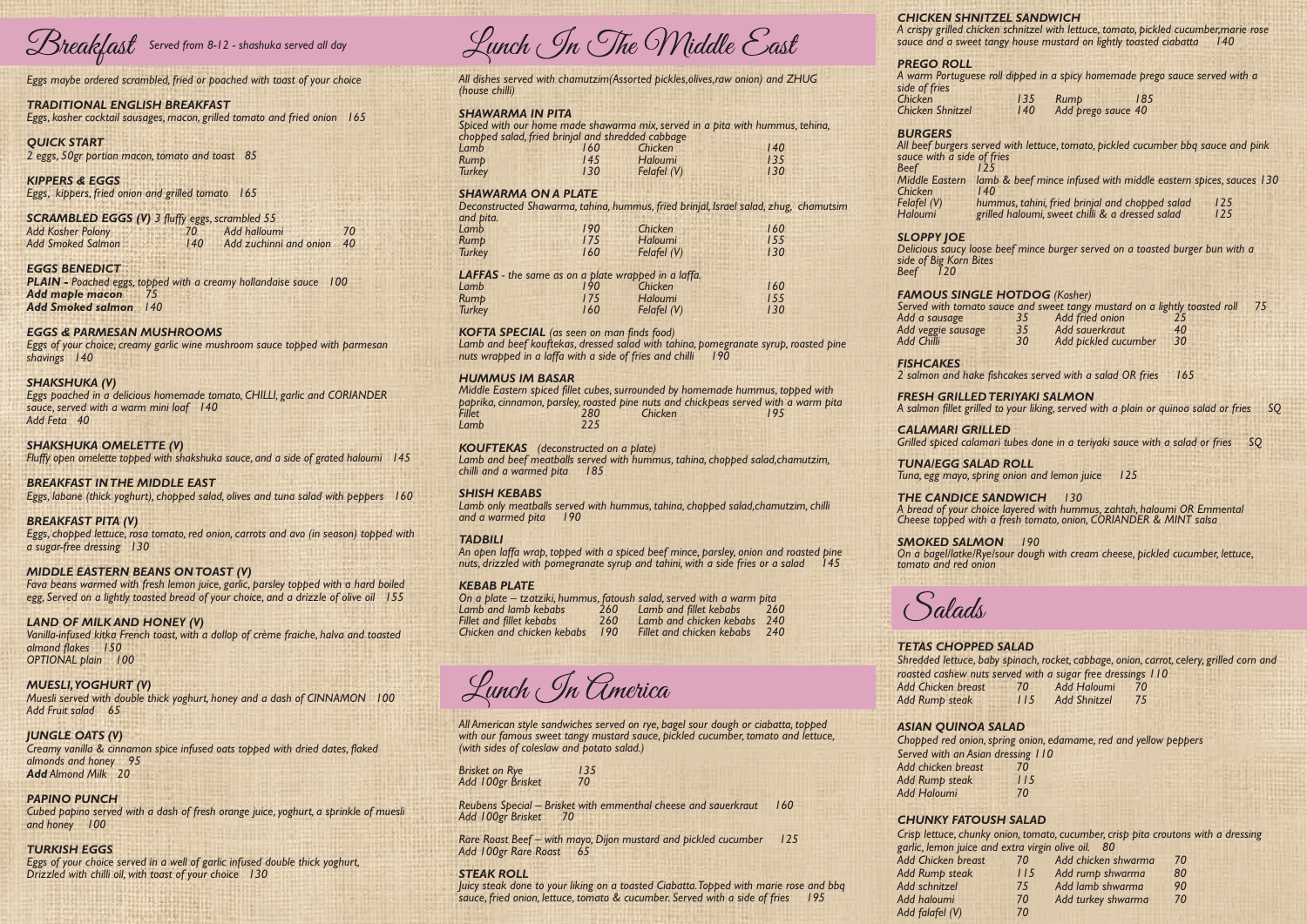# Breakfast

*Served from 8-12 - shashuka served all day*

*Eggs maybe ordered scrambled, fried or poached with toast of your choice*

### TRADITIONAL ENGLISH BREAKFAST
*Eggs, kosher cocktail sausages, macon, grilled tomato and fried onion 165*

### QUICK START
*2 eggs, 50gr portion macon, tomato and toast 85*

### KIPPERS & EGGS
*Eggs, kippers, fried onion and grilled tomato 165*

### SCRAMBLED EGGS (V)
*3 fluffy eggs, scrambled 55*

| | | | |
|---|---|---|---|
| Add Kosher Polony | 70 | Add halloumi | 70 |
| Add Smoked Salmon | 140 | Add zuchinni and onion | 40 |

### EGGS BENEDICT
***PLAIN** - Poached eggs, topped with a creamy hollandaise sauce 100*
***Add maple macon** 75*
***Add Smoked salmon** 140*

### EGGS & PARMESAN MUSHROOMS
*Eggs of your choice, creamy garlic wine mushroom sauce topped with parmesan shavings 140*

### SHAKSHUKA (V)
*Eggs poached in a delicious homemade tomato, CHILLI, garlic and CORIANDER sauce, served with a warm mini loaf 140*
*Add Feta 40*

### SHAKSHUKA OMELETTE (V)
*Fluffy open omelette topped with shakshuka sauce, and a side of grated haloumi 145*

### BREAKFAST IN THE MIDDLE EAST
*Eggs, labane (thick yoghurt), chopped salad, olives and tuna salad with peppers 160*

### BREAKFAST PITA (V)
*Eggs, chopped lettuce, rosa tomato, red onion, carrots and avo (in season) topped with a sugar-free dressing 130*

### MIDDLE EASTERN BEANS ON TOAST (V)
*Fava beans warmed with fresh lemon juice, garlic, parsley topped with a hard boiled egg, Served on a lightly toasted bread of your choice, and a drizzle of olive oil 155*

### LAND OF MILK AND HONEY (V)
*Vanilla-infused kitka French toast, with a dollop of crème fraiche, halva and toasted almond flakes 150*
*OPTIONAL plain 100*

### MUESLI, YOGHURT (V)
*Muesli served with double thick yoghurt, honey and a dash of CINNAMON 100*
*Add Fruit salad 65*

### JUNGLE OATS (V)
*Creamy vanilla & cinnamon spice infused oats topped with dried dates, flaked almonds and honey 95*
***Add** Almond Milk 20*

### PAPINO PUNCH
*Cubed papino served with a dash of fresh orange juice, yoghurt, a sprinkle of muesli and honey 100*

### TURKISH EGGS
*Eggs of your choice served in a well of garlic infused double thick yoghurt, Drizzled with chilli oil, with toast of your choice 130*

# Lunch In The Middle East

*All dishes served with chamutzim(Assorted pickles,olives,raw onion) and ZHUG (house chilli)*

### SHAWARMA IN PITA
*Spiced with our home made shawarma mix, served in a pita with hummus, tehina, chopped salad, fried brinjal and shredded cabbage*

| | | | |
|---|---|---|---|
| Lamb | 160 | Chicken | 140 |
| Rump | 145 | Haloumi | 135 |
| Turkey | 130 | Felafel (V) | 130 |

### SHAWARMA ON A PLATE
*Deconstructed Shawarma, tahina, hummus, fried brinjal, Israel salad, zhug, chamutsim and pita.*

| | | | |
|---|---|---|---|
| Lamb | 190 | Chicken | 160 |
| Rump | 175 | Haloumi | 155 |
| Turkey | 160 | Felafel (V) | 130 |

### LAFFAS
*- the same as on a plate wrapped in a laffa.*

| | | | |
|---|---|---|---|
| Lamb | 190 | Chicken | 160 |
| Rump | 175 | Haloumi | 155 |
| Turkey | 160 | Felafel (V) | 130 |

### KOFTA SPECIAL
*(as seen on man finds food)*
*Lamb and beef kouftekas, dressed salad with tahina, pomegranate syrup, roasted pine nuts wrapped in a laffa with a side of fries and chilli 190*

### HUMMUS IM BASAR
*Middle Eastern spiced fillet cubes, surrounded by homemade hummus, topped with paprika, cinnamon, parsley, roasted pine nuts and chickpeas served with a warm pita*

| | | | |
|---|---|---|---|
| Fillet | 280 | Chicken | 195 |
| Lamb | 225 | | |

### KOUFTEKAS
*(deconstructed on a plate)*
*Lamb and beef meatballs served with hummus, tahina, chopped salad,chamutzim, chilli and a warmed pita 185*

### SHISH KEBABS
*Lamb only meatballs served with hummus, tahina, chopped salad,chamutzim, chilli and a warmed pita 190*

### TADBILI
*An open laffa wrap, topped with a spiced beef mince, parsley, onion and roasted pine nuts, drizzled with pomegranate syrup and tahini, with a side fries or a salad 145*

### KEBAB PLATE
*On a plate – tzatziki, hummus, fatoush salad, served with a warm pita*

| | | | |
|---|---|---|---|
| Lamb and lamb kebabs | 260 | Lamb and fillet kebabs | 260 |
| Fillet and fillet kebabs | 260 | Lamb and chicken kebabs | 240 |
| Chicken and chicken kebabs | 190 | Fillet and chicken kebabs | 240 |

# Lunch In America

*All American style sandwiches served on rye, bagel sour dough or ciabatta, topped with our famous sweet tangy mustard sauce, pickled cucumber, tomato and lettuce, (with sides of coleslaw and potato salad.)*

*Brisket on Rye 135*
*Add 100gr Brisket 70*

*Reubens Special – Brisket with emmenthal cheese and sauerkraut 160*
*Add 100gr Brisket 70*

*Rare Roast Beef – with mayo, Dijon mustard and pickled cucumber 125*
*Add 100gr Rare Roast 65*

### STEAK ROLL
*Juicy steak done to your liking on a toasted Ciabatta.Topped with marie rose and bbq sauce, fried onion, lettuce, tomato & cucumber. Served with a side of fries 195*

### CHICKEN SHNITZEL SANDWICH
*A crispy grilled chicken schnitzel with lettuce, tomato, pickled cucumber,marie rose sauce and a sweet tangy house mustard on lightly toasted ciabatta 140*

### PREGO ROLL
*A warm Portuguese roll dipped in a spicy homemade prego sauce served with a side of fries*

| | | | |
|---|---|---|---|
| Chicken | 135 | Rump | 185 |
| Chicken Shnitzel | 140 | Add prego sauce 40 | |

### BURGERS
*All beef burgers served with lettuce, tomato, pickled cucumber bbq sauce and pink sauce with a side of fries*

| | | |
|---|---|---|
| Beef | 125 | |
| Middle Eastern | lamb & beef mince infused with middle eastern spices, sauces | 130 |
| Chicken | 140 | |
| Felafel (V) | hummus, tahini, fried brinjal and chopped salad | 125 |
| Haloumi | grilled haloumi, sweet chilli & a dressed salad | 125 |

### SLOPPY JOE
*Delicious saucy loose beef mince burger served on a toasted burger bun with a side of Big Korn Bites*
*Beef 120*

### FAMOUS SINGLE HOTDOG (Kosher)
*Served with tomato sauce and sweet tangy mustard on a lightly toasted roll 75*

| | | | |
|---|---|---|---|
| Add a sausage | 35 | Add fried onion | 25 |
| Add veggie sausage | 35 | Add sauerkraut | 40 |
| Add Chilli | 30 | Add pickled cucumber | 30 |

### FISHCAKES
*2 salmon and hake fishcakes served with a salad OR fries 165*

### FRESH GRILLED TERIYAKI SALMON
*A salmon fillet grilled to your liking, served with a plain or quinoa salad or fries SQ*

### CALAMARI GRILLED
*Grilled spiced calamari tubes done in a teriyaki sauce with a salad or fries SQ*

### TUNA/EGG SALAD ROLL
*Tuna, egg mayo, spring onion and lemon juice 125*

### THE CANDICE SANDWICH 130
*A bread of your choice layered with hummus, zahtah, haloumi OR Emmental Cheese topped with a fresh tomato, onion, CORIANDER & MINT salsa*

### SMOKED SALMON 190
*On a bagel/latke/Rye/sour dough with cream cheese, pickled cucumber, lettuce, tomato and red onion*

# Salads

### TETAS CHOPPED SALAD
*Shredded lettuce, baby spinach, rocket, cabbage, onion, carrot, celery, grilled corn and roasted cashew nuts served with a sugar free dressings 110*

| | | | |
|---|---|---|---|
| Add Chicken breast | 70 | Add Haloumi | 70 |
| Add Rump steak | 115 | Add Shnitzel | 75 |

### ASIAN QUINOA SALAD
*Chopped red onion, spring onion, edamame, red and yellow peppers*
*Served with an Asian dressing 110*

| | |
|---|---|
| Add chicken breast | 70 |
| Add Rump steak | 115 |
| Add Haloumi | 70 |

### CHUNKY FATOUSH SALAD
*Crisp lettuce, chunky onion, tomato, cucumber, crisp pita croutons with a dressing garlic, lemon juice and extra virgin olive oil. 80*

| | | | |
|---|---|---|---|
| Add Chicken breast | 70 | Add chicken shwarma | 70 |
| Add Rump steak | 115 | Add rump shwarma | 80 |
| Add schnitzel | 75 | Add lamb shwarma | 90 |
| Add haloumi | 70 | Add turkey shwarma | 70 |
| Add falafel (V) | 70 | | |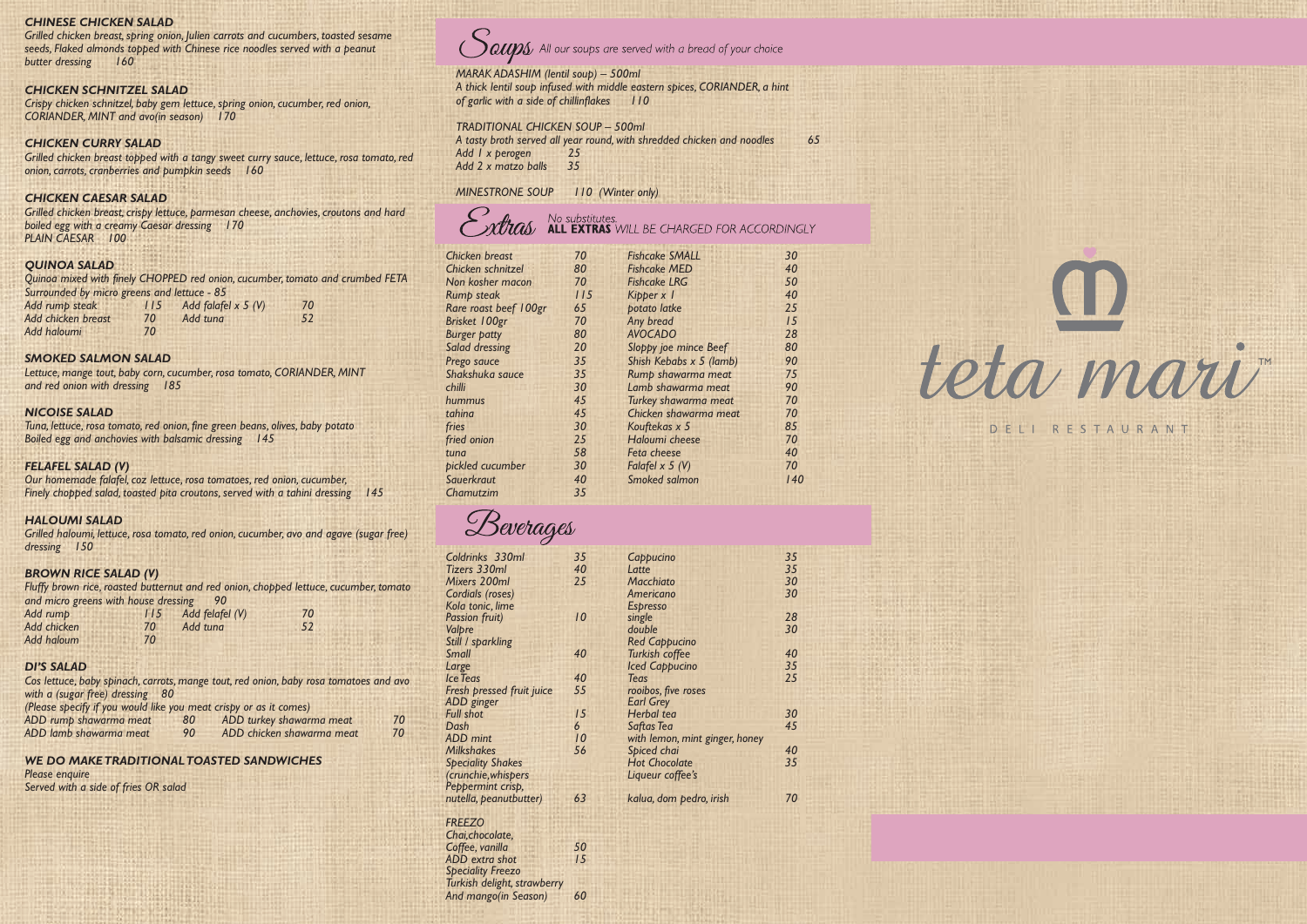### CHINESE CHICKEN SALAD

*Grilled chicken breast, spring onion, Julien carrots and cucumbers, toasted sesame seeds, Flaked almonds topped with Chinese rice noodles served with a peanut butter dressing 160*

### CHICKEN SCHNITZEL SALAD

*Crispy chicken schnitzel, baby gem lettuce, spring onion, cucumber, red onion, CORIANDER, MINT and avo(in season) 170*

### CHICKEN CURRY SALAD

*Grilled chicken breast topped with a tangy sweet curry sauce, lettuce, rosa tomato, red onion, carrots, cranberries and pumpkin seeds 160*

### CHICKEN CAESAR SALAD

*Grilled chicken breast, crispy lettuce, parmesan cheese, anchovies, croutons and hard boiled egg with a creamy Caesar dressing 170*
*PLAIN CAESAR 100*

### QUINOA SALAD

*Quinoa mixed with finely CHOPPED red onion, cucumber, tomato and crumbed FETA Surrounded by micro greens and lettuce - 85*

| | | | |
|---|---|---|---|
| Add rump steak | 115 | Add falafel x 5 (V) | 70 |
| Add chicken breast | 70 | Add tuna | 52 |
| Add haloumi | 70 | | |

### SMOKED SALMON SALAD

*Lettuce, mange tout, baby corn, cucumber, rosa tomato, CORIANDER, MINT and red onion with dressing 185*

### NICOISE SALAD

*Tuna, lettuce, rosa tomato, red onion, fine green beans, olives, baby potato Boiled egg and anchovies with balsamic dressing 145*

### FELAFEL SALAD (V)

*Our homemade falafel, coz lettuce, rosa tomatoes, red onion, cucumber, Finely chopped salad, toasted pita croutons, served with a tahini dressing 145*

### HALOUMI SALAD

*Grilled haloumi, lettuce, rosa tomato, red onion, cucumber, avo and agave (sugar free) dressing 150*

### BROWN RICE SALAD (V)

*Fluffy brown rice, roasted butternut and red onion, chopped lettuce, cucumber, tomato and micro greens with house dressing 90*

| | | | |
|---|---|---|---|
| Add rump | 115 | Add felafel (V) | 70 |
| Add chicken | 70 | Add tuna | 52 |
| Add haloum | 70 | | |

### DI'S SALAD

*Cos lettuce, baby spinach, carrots, mange tout, red onion, baby rosa tomatoes and avo with a (sugar free) dressing 80*
*(Please specify if you would like you meat crispy or as it comes)*

| | | | |
|---|---|---|---|
| ADD rump shawarma meat | 80 | ADD turkey shawarma meat | 70 |
| ADD lamb shawarma meat | 90 | ADD chicken shawarma meat | 70 |

### WE DO MAKE TRADITIONAL TOASTED SANDWICHES

*Please enquire*
*Served with a side of fries OR salad*

## Soups

*All our soups are served with a bread of your choice*

*MARAK ADASHIM (lentil soup) – 500ml*
*A thick lentil soup infused with middle eastern spices, CORIANDER, a hint of garlic with a side of chillinflakes 110*

*TRADITIONAL CHICKEN SOUP – 500ml*
*A tasty broth served all year round, with shredded chicken and noodles 65*
*Add 1 x perogen 25*
*Add 2 x matzo balls 35*

*MINESTRONE SOUP 110 (Winter only)*

## Extras

*No substitutes.*
**ALL EXTRAS** *WILL BE CHARGED FOR ACCORDINGLY*

| | | | |
|---|---|---|---|
| Chicken breast | 70 | Fishcake SMALL | 30 |
| Chicken schnitzel | 80 | Fishcake MED | 40 |
| Non kosher macon | 70 | Fishcake LRG | 50 |
| Rump steak | 115 | Kipper x 1 | 40 |
| Rare roast beef 100gr | 65 | potato latke | 25 |
| Brisket 100gr | 70 | Any bread | 15 |
| Burger patty | 80 | AVOCADO | 28 |
| Salad dressing | 20 | Sloppy joe mince Beef | 80 |
| Prego sauce | 35 | Shish Kebabs x 5 (lamb) | 90 |
| Shakshuka sauce | 35 | Rump shawarma meat | 75 |
| chilli | 30 | Lamb shawarma meat | 90 |
| hummus | 45 | Turkey shawarma meat | 70 |
| tahina | 45 | Chicken shawarma meat | 70 |
| fries | 30 | Kouftekas x 5 | 85 |
| fried onion | 25 | Haloumi cheese | 70 |
| tuna | 58 | Feta cheese | 40 |
| pickled cucumber | 30 | Falafel x 5 (V) | 70 |
| Sauerkraut | 40 | Smoked salmon | 140 |
| Chamutzim | 35 | | |

## Beverages

| | | | |
|---|---|---|---|
| Coldrinks 330ml | 35 | Cappucino | 35 |
| Tizers 330ml | 40 | Latte | 35 |
| Mixers 200ml | 25 | Macchiato | 30 |
| Cordials (roses) Kola tonic, lime Passion fruit) | 10 | Americano | 30 |
| Valpre | | Espresso single | 28 |
| Still / sparkling | | double | 30 |
| Small | 40 | Red Cappucino | |
| Large | | Turkish coffee | 40 |
| Ice Teas | 40 | Iced Cappucino | 35 |
| Fresh pressed fruit juice | 55 | Teas rooibos, five roses | 25 |
| ADD ginger | | Earl Grey | |
| Full shot | 15 | Herbal tea | 30 |
| Dash | 6 | Saftas Tea | 45 |
| ADD mint | 10 | with lemon, mint ginger, honey | |
| Milkshakes | 56 | Spiced chai | 40 |
| Speciality Shakes (crunchie,whispers Peppermint crisp, nutella, peanutbutter) | 63 | Hot Chocolate | 35 |
| | | Liqueur coffee's kalua, dom pedro, irish | 70 |

| | |
|---|---|
| FREEZO Chai,chocolate, Coffee, vanilla | 50 |
| ADD extra shot | 15 |
| Speciality Freezo Turkish delight, strawberry And mango(in Season) | 60 |

teta mari™

DELI RESTAURANT